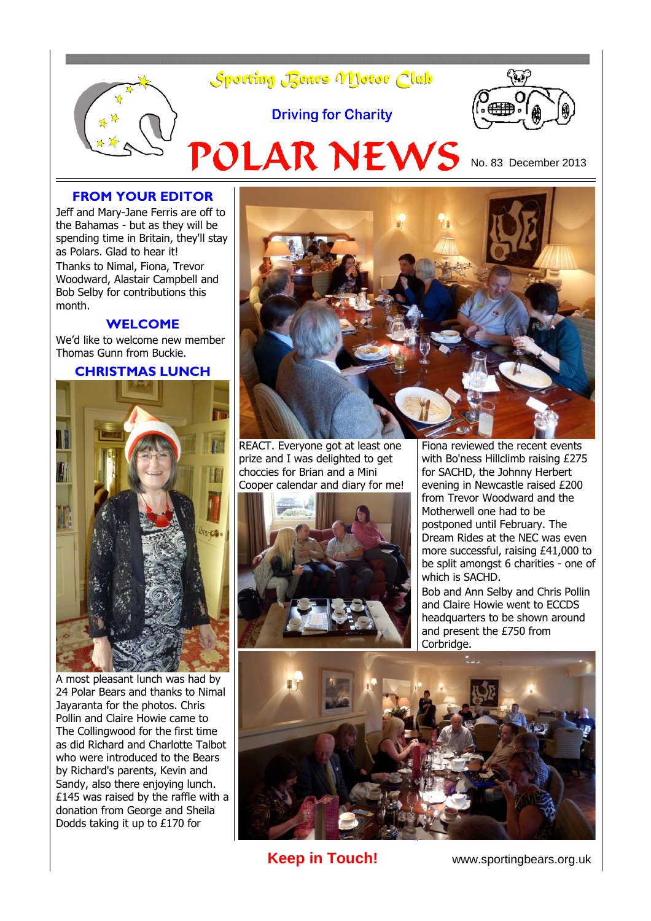# Sporting Bears Motor Club

Driving for Charity

# POLAR NEWS

No. 83 December 2013

## FROM YOUR EDITOR

Jeff and Mary-Jane Ferris are off to the Bahamas - but as they will be spending time in Britain, they'll stay as Polars. Glad to hear it!

Thanks to Nimal, Fiona, Trevor Woodward, Alastair Campbell and Bob Selby for contributions this month.

## WELCOME

We'd like to welcome new member Thomas Gunn from Buckie.

## CHRISTMAS LUNCH

A most pleasant lunch was had by 24 Polar Bears and thanks to Nimal Jayaranta for the photos. Chris Pollin and Claire Howie came to The Collingwood for the first time as did Richard and Charlotte Talbot who were introduced to the Bears by Richard's parents, Kevin and Sandy, also there enjoying lunch. £145 was raised by the raffle with a donation from George and Sheila Dodds taking it up to £170 for REACT. Everyone got at least one prize and I was delighted to get choccies for Brian and a Mini Cooper calendar and diary for me!

Fiona reviewed the recent events with Bo'ness Hillclimb raising £275 for SACHD, the Johnny Herbert evening in Newcastle raised £200 from Trevor Woodward and the Motherwell one had to be postponed until February. The Dream Rides at the NEC was even more successful, raising £41,000 to be split amongst 6 charities - one of which is SACHD.

Bob and Ann Selby and Chris Pollin and Claire Howie went to ECCDS headquarters to be shown around and present the £750 from Corbridge.

**Keep in Touch!** www.sportingbears.org.uk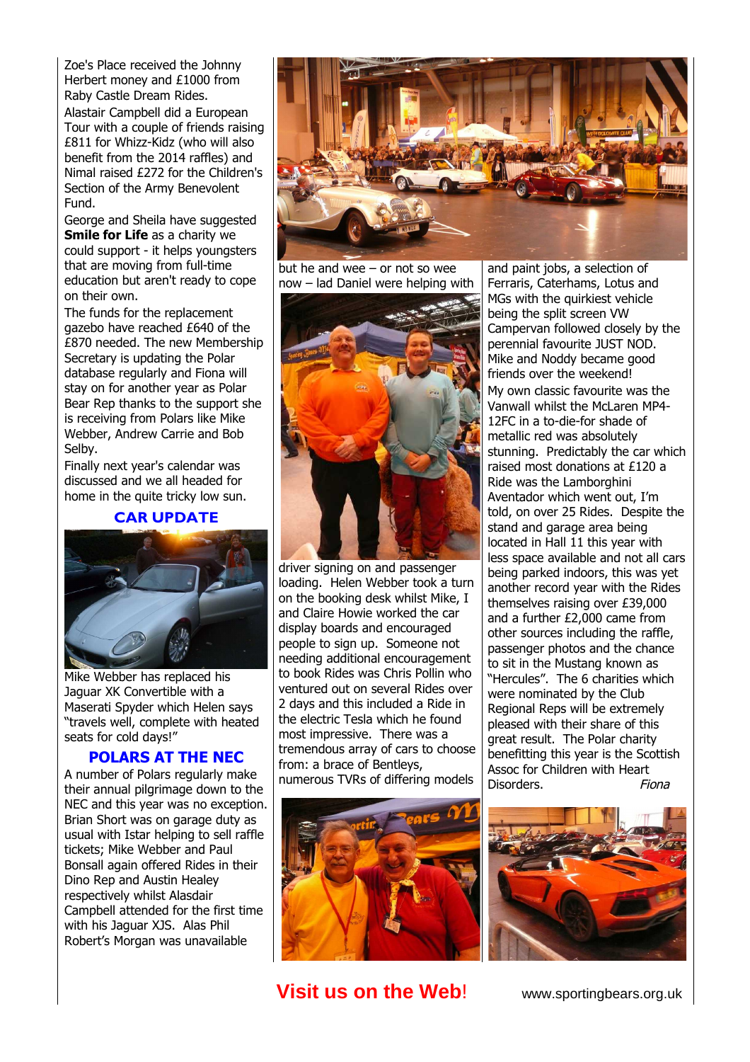Zoe's Place received the Johnny Herbert money and £1000 from Raby Castle Dream Rides.

Alastair Campbell did a European Tour with a couple of friends raising £811 for Whizz-Kidz (who will also benefit from the 2014 raffles) and Nimal raised £272 for the Children's Section of the Army Benevolent Fund.

George and Sheila have suggested **Smile for Life** as a charity we could support - it helps youngsters that are moving from full-time education but aren't ready to cope on their own.

The funds for the replacement gazebo have reached £640 of the £870 needed. The new Membership Secretary is updating the Polar database regularly and Fiona will stay on for another year as Polar Bear Rep thanks to the support she is receiving from Polars like Mike Webber, Andrew Carrie and Bob Selby.

Finally next year's calendar was discussed and we all headed for home in the quite tricky low sun.

## CAR UPDATE

Mike Webber has replaced his Jaguar XK Convertible with a Maserati Spyder which Helen says "travels well, complete with heated seats for cold days!"

## POLARS AT THE NEC

A number of Polars regularly make their annual pilgrimage down to the NEC and this year was no exception. Brian Short was on garage duty as usual with Istar helping to sell raffle tickets; Mike Webber and Paul Bonsall again offered Rides in their Dino Rep and Austin Healey respectively whilst Alasdair Campbell attended for the first time with his Jaguar XJS. Alas Phil Robert's Morgan was unavailable but he and wee – or not so wee now – lad Daniel were helping with driver signing on and passenger loading. Helen Webber took a turn on the booking desk whilst Mike, I and Claire Howie worked the car display boards and encouraged people to sign up. Someone not needing additional encouragement to book Rides was Chris Pollin who ventured out on several Rides over 2 days and this included a Ride in the electric Tesla which he found most impressive. There was a tremendous array of cars to choose from: a brace of Bentleys, numerous TVRs of differing models and paint jobs, a selection of Ferraris, Caterhams, Lotus and MGs with the quirkiest vehicle being the split screen VW Campervan followed closely by the perennial favourite JUST NOD. Mike and Noddy became good friends over the weekend!

My own classic favourite was the Vanwall whilst the McLaren MP4-12FC in a to-die-for shade of metallic red was absolutely stunning. Predictably the car which raised most donations at £120 a Ride was the Lamborghini Aventador which went out, I'm told, on over 25 Rides. Despite the stand and garage area being located in Hall 11 this year with less space available and not all cars being parked indoors, this was yet another record year with the Rides themselves raising over £39,000 and a further £2,000 came from other sources including the raffle, passenger photos and the chance to sit in the Mustang known as "Hercules". The 6 charities which were nominated by the Club Regional Reps will be extremely pleased with their share of this great result. The Polar charity benefitting this year is the Scottish Assoc for Children with Heart Disorders. *Fiona*

**Visit us on the Web!** www.sportingbears.org.uk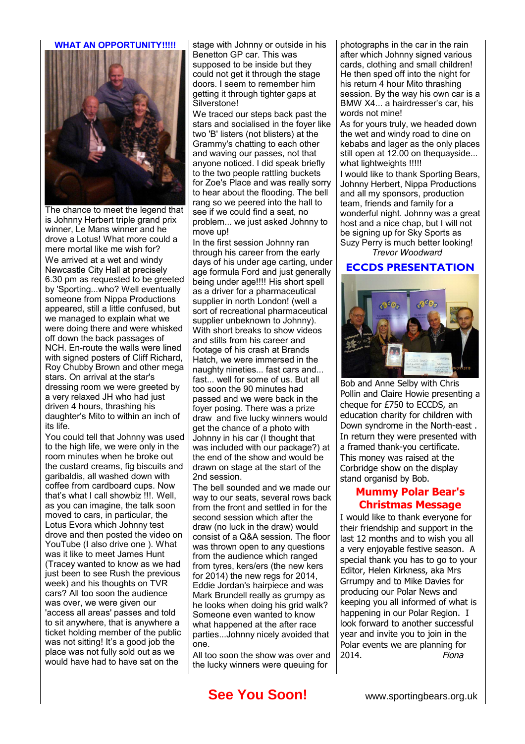## WHAT AN OPPORTUNITY!!!!!

The chance to meet the legend that is Johnny Herbert triple grand prix winner, Le Mans winner and he drove a Lotus! What more could a mere mortal like me wish for?

We arrived at a wet and windy Newcastle City Hall at precisely 6.30 pm as requested to be greeted by 'Sporting...who? Well eventually someone from Nippa Productions appeared, still a little confused, but we managed to explain what we were doing there and were whisked off down the back passages of NCH. En-route the walls were lined with signed posters of Cliff Richard, Roy Chubby Brown and other mega stars. On arrival at the star's dressing room we were greeted by a very relaxed JH who had just driven 4 hours, thrashing his daughter's Mito to within an inch of its life.

You could tell that Johnny was used to the high life, we were only in the room minutes when he broke out the custard creams, fig biscuits and garibaldis, all washed down with coffee from cardboard cups. Now that's what I call showbiz !!!. Well, as you can imagine, the talk soon moved to cars, in particular, the Lotus Evora which Johnny test drove and then posted the video on YouTube (I also drive one ). What was it like to meet James Hunt (Tracey wanted to know as we had just been to see Rush the previous week) and his thoughts on TVR cars? All too soon the audience was over, we were given our 'access all areas' passes and told to sit anywhere, that is anywhere a ticket holding member of the public was not sitting! It's a good job the place was not fully sold out as we would have had to have sat on the stage with Johnny or outside in his Benetton GP car. This was supposed to be inside but they could not get it through the stage doors. I seem to remember him getting it through tighter gaps at Silverstone!

We traced our steps back past the stars and socialised in the foyer like two 'B' listers (not blisters) at the Grammy's chatting to each other and waving our passes, not that anyone noticed. I did speak briefly to the two people rattling buckets for Zoe's Place and was really sorry to hear about the flooding. The bell rang so we peered into the hall to see if we could find a seat, no problem... we just asked Johnny to move up!

In the first session Johnny ran through his career from the early days of his under age carting, under age formula Ford and just generally being under age!!!! His short spell as a driver for a pharmaceutical supplier in north London! (well a sort of recreational pharmaceutical supplier unbeknown to Johnny). With short breaks to show videos and stills from his career and footage of his crash at Brands Hatch, we were immersed in the naughty nineties... fast cars and... fast... well for some of us. But all too soon the 90 minutes had passed and we were back in the foyer posing. There was a prize draw and five lucky winners would get the chance of a photo with Johnny in his car (I thought that was included with our package?) at the end of the show and would be drawn on stage at the start of the 2nd session.

The bell sounded and we made our way to our seats, several rows back from the front and settled in for the second session which after the draw (no luck in the draw) would consist of a Q&A session. The floor was thrown open to any questions from the audience which ranged from tyres, kers/ers (the new kers for 2014) the new regs for 2014, Eddie Jordan's hairpiece and was Mark Brundell really as grumpy as he looks when doing his grid walk? Someone even wanted to know what happened at the after race parties...Johnny nicely avoided that one.

All too soon the show was over and the lucky winners were queuing for photographs in the car in the rain after which Johnny signed various cards, clothing and small children! He then sped off into the night for his return 4 hour Mito thrashing session. By the way his own car is a BMW X4... a hairdresser's car, his words not mine!

As for yours truly, we headed down the wet and windy road to dine on kebabs and lager as the only places still open at 12.00 on thequayside... what lightweights !!!!!

I would like to thank Sporting Bears, Johnny Herbert, Nippa Productions and all my sponsors, production team, friends and family for a wonderful night. Johnny was a great host and a nice chap, but I will not be signing up for Sky Sports as Suzy Perry is much better looking!

*Trevor Woodward*

## ECCDS PRESENTATION

Bob and Anne Selby with Chris Pollin and Claire Howie presenting a cheque for £750 to ECCDS, an education charity for children with Down syndrome in the North-east . In return they were presented with a framed thank-you certificate. This money was raised at the Corbridge show on the display stand organisd by Bob.

## Mummy Polar Bear's Christmas Message

I would like to thank everyone for their friendship and support in the last 12 months and to wish you all a very enjoyable festive season. A special thank you has to go to your Editor, Helen Kirkness, aka Mrs Grrumpy and to Mike Davies for producing our Polar News and keeping you all informed of what is happening in our Polar Region. I look forward to another successful year and invite you to join in the Polar events we are planning for 2014. *Fiona*

**See You Soon!**

www.sportingbears.org.uk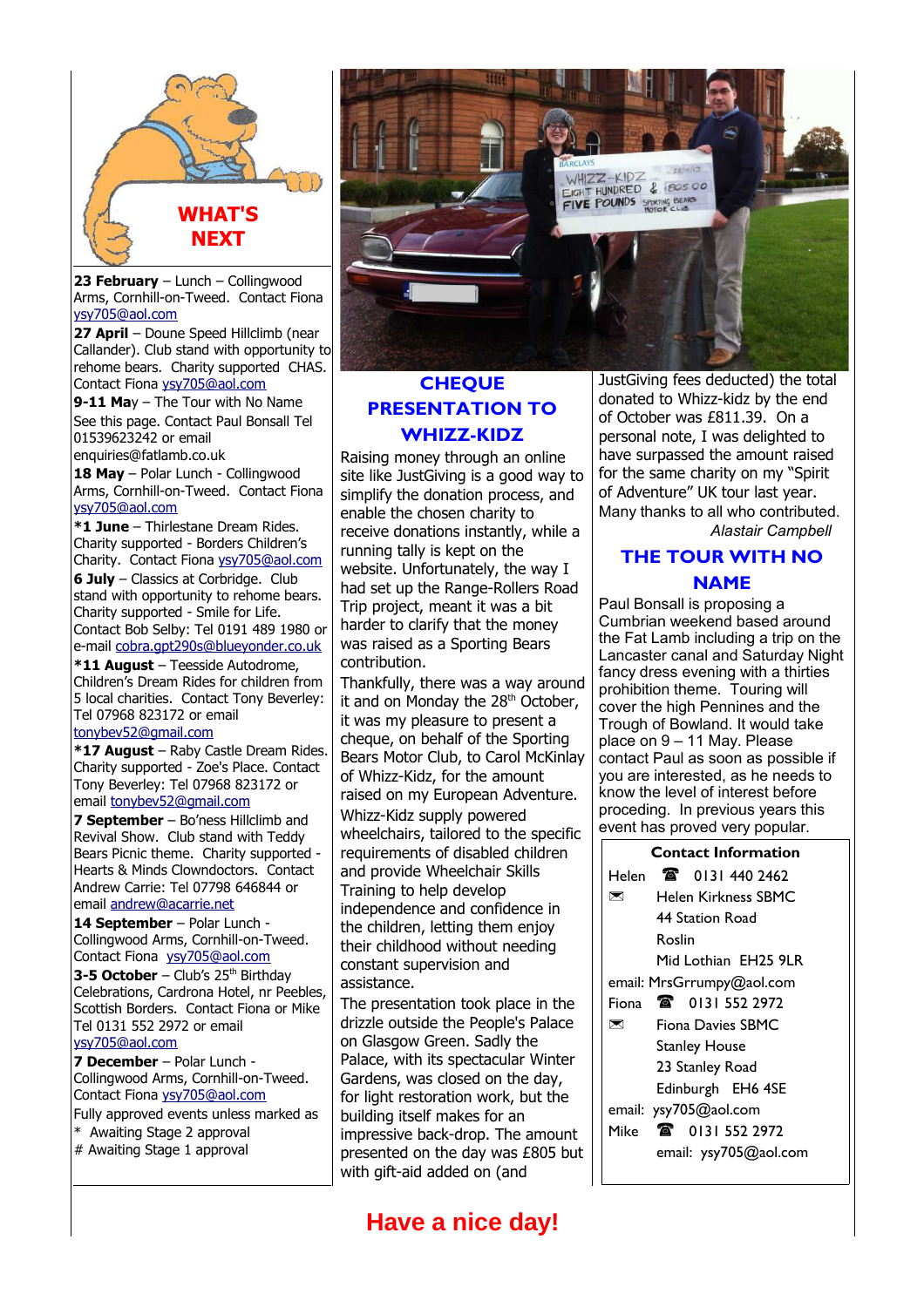## WHAT'S NEXT

**23 February** – Lunch – Collingwood Arms, Cornhill-on-Tweed. Contact Fiona ysy705@aol.com

**27 April** – Doune Speed Hillclimb (near Callander). Club stand with opportunity to rehome bears. Charity supported CHAS. Contact Fiona ysy705@aol.com

**9-11 May** – The Tour with No Name See this page. Contact Paul Bonsall Tel 01539623242 or email enquiries@fatlamb.co.uk

**18 May** – Polar Lunch - Collingwood Arms, Cornhill-on-Tweed. Contact Fiona ysy705@aol.com

***1 June** – Thirlestane Dream Rides. Charity supported - Borders Children's Charity. Contact Fiona ysy705@aol.com

**6 July** – Classics at Corbridge. Club stand with opportunity to rehome bears. Charity supported - Smile for Life. Contact Bob Selby: Tel 0191 489 1980 or e-mail cobra.gpt290s@blueyonder.co.uk

***11 August** – Teesside Autodrome, Children's Dream Rides for children from 5 local charities. Contact Tony Beverley: Tel 07968 823172 or email tonybev52@gmail.com

***17 August** – Raby Castle Dream Rides. Charity supported - Zoe's Place. Contact Tony Beverley: Tel 07968 823172 or email tonybev52@gmail.com

**7 September** – Bo'ness Hillclimb and Revival Show. Club stand with Teddy Bears Picnic theme. Charity supported - Hearts & Minds Clowndoctors. Contact Andrew Carrie: Tel 07798 646844 or email andrew@acarrie.net

**14 September** – Polar Lunch - Collingwood Arms, Cornhill-on-Tweed. Contact Fiona ysy705@aol.com

**3-5 October** – Club's 25th Birthday Celebrations, Cardrona Hotel, nr Peebles, Scottish Borders. Contact Fiona or Mike Tel 0131 552 2972 or email ysy705@aol.com

**7 December** – Polar Lunch - Collingwood Arms, Cornhill-on-Tweed. Contact Fiona ysy705@aol.com

Fully approved events unless marked as
* Awaiting Stage 2 approval
# Awaiting Stage 1 approval

## CHEQUE PRESENTATION TO WHIZZ-KIDZ

Raising money through an online site like JustGiving is a good way to simplify the donation process, and enable the chosen charity to receive donations instantly, while a running tally is kept on the website. Unfortunately, the way I had set up the Range-Rollers Road Trip project, meant it was a bit harder to clarify that the money was raised as a Sporting Bears contribution.

Thankfully, there was a way around it and on Monday the 28th October, it was my pleasure to present a cheque, on behalf of the Sporting Bears Motor Club, to Carol McKinlay of Whizz-Kidz, for the amount raised on my European Adventure. Whizz-Kidz supply powered wheelchairs, tailored to the specific requirements of disabled children and provide Wheelchair Skills Training to help develop independence and confidence in the children, letting them enjoy their childhood without needing constant supervision and assistance.

The presentation took place in the drizzle outside the People's Palace on Glasgow Green. Sadly the Palace, with its spectacular Winter Gardens, was closed on the day, for light restoration work, but the building itself makes for an impressive back-drop. The amount presented on the day was £805 but with gift-aid added on (and JustGiving fees deducted) the total donated to Whizz-kidz by the end of October was £811.39. On a personal note, I was delighted to have surpassed the amount raised for the same charity on my "Spirit of Adventure" UK tour last year. Many thanks to all who contributed.

*Alastair Campbell*

## THE TOUR WITH NO NAME

Paul Bonsall is proposing a Cumbrian weekend based around the Fat Lamb including a trip on the Lancaster canal and Saturday Night fancy dress evening with a thirties prohibition theme. Touring will cover the high Pennines and the Trough of Bowland. It would take place on 9 – 11 May. Please contact Paul as soon as possible if you are interested, as he needs to know the level of interest before proceding. In previous years this event has proved very popular.

**Contact Information**

Helen ☎ 0131 440 2462
✉ Helen Kirkness SBMC
44 Station Road
Roslin
Mid Lothian EH25 9LR
email: MrsGrrumpy@aol.com

Fiona ☎ 0131 552 2972
✉ Fiona Davies SBMC
Stanley House
23 Stanley Road
Edinburgh EH6 4SE
email: ysy705@aol.com

Mike ☎ 0131 552 2972
email: ysy705@aol.com

**Have a nice day!**